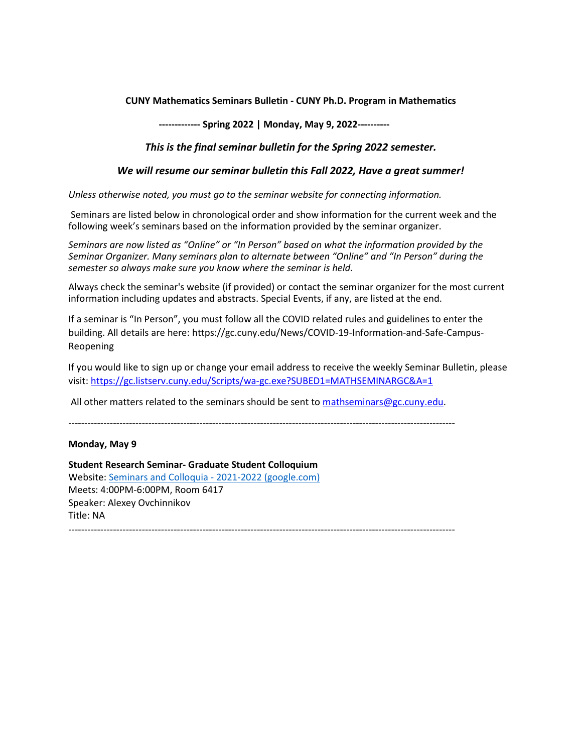**CUNY Mathematics Seminars Bulletin - CUNY Ph.D. Program in Mathematics**

**------------- Spring 2022 | Monday, May 9, 2022----------**

***This is the final seminar bulletin for the Spring 2022 semester.***

***We will resume our seminar bulletin this Fall 2022, Have a great summer!***

*Unless otherwise noted, you must go to the seminar website for connecting information.*

Seminars are listed below in chronological order and show information for the current week and the following week's seminars based on the information provided by the seminar organizer.

*Seminars are now listed as "Online" or "In Person" based on what the information provided by the Seminar Organizer. Many seminars plan to alternate between "Online" and "In Person" during the semester so always make sure you know where the seminar is held.*

Always check the seminar's website (if provided) or contact the seminar organizer for the most current information including updates and abstracts. Special Events, if any, are listed at the end.

If a seminar is "In Person", you must follow all the COVID related rules and guidelines to enter the building. All details are here: https://gc.cuny.edu/News/COVID-19-Information-and-Safe-Campus-Reopening

If you would like to sign up or change your email address to receive the weekly Seminar Bulletin, please visit: [https://gc.listserv.cuny.edu/Scripts/wa-gc.exe?SUBED1=MATHSEMINARGC&A=1](https://gc.listserv.cuny.edu/Scripts/wa-gc.exe?SUBED1=MATHSEMINARGC&A=1)

All other matters related to the seminars should be sent to [mathseminars@gc.cuny.edu](mailto:mathseminars@gc.cuny.edu).

---

**Monday, May 9**

**Student Research Seminar- Graduate Student Colloquium**
Website: Seminars and Colloquia - 2021-2022 (google.com)
Meets: 4:00PM-6:00PM, Room 6417
Speaker: Alexey Ovchinnikov
Title: NA

---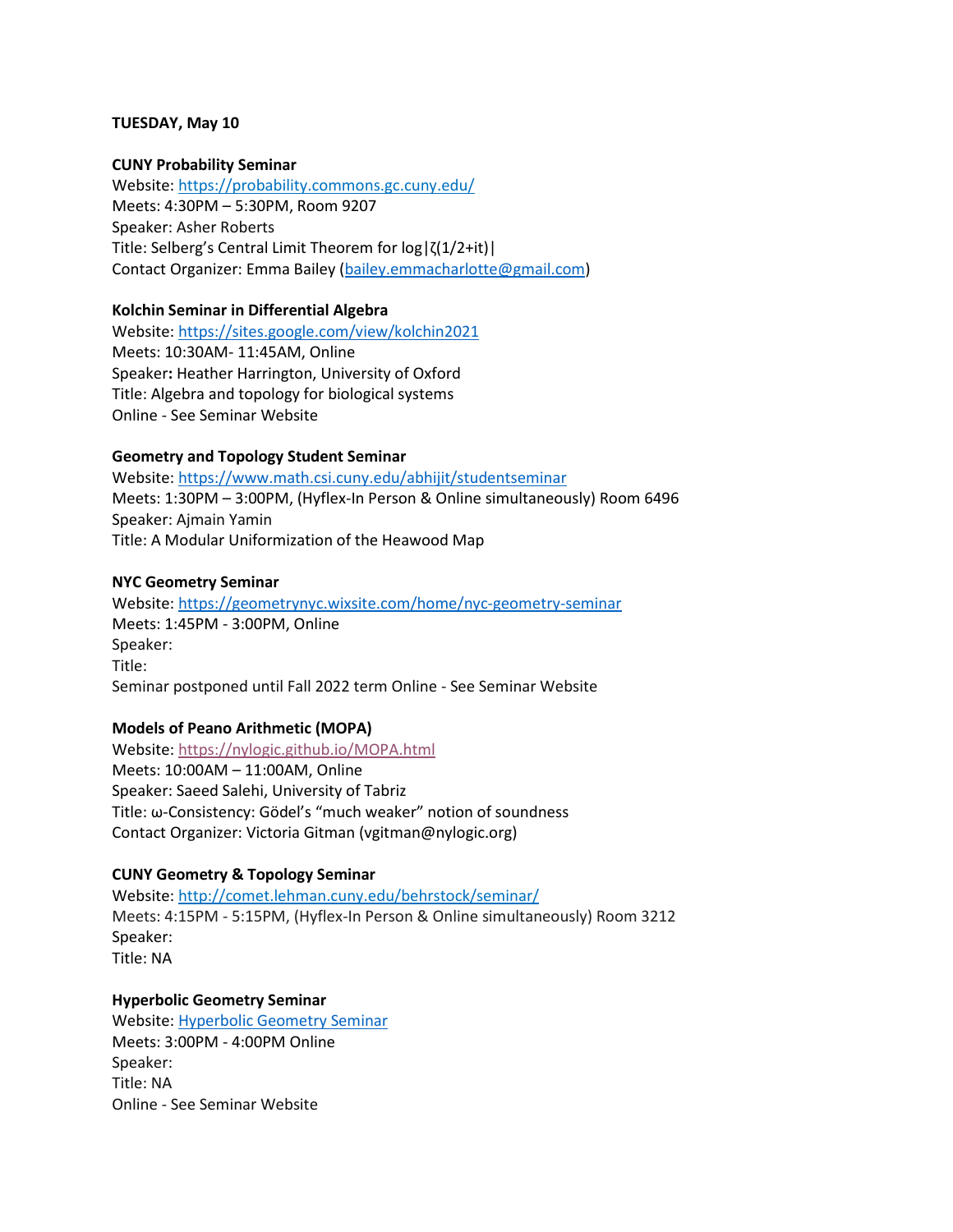**TUESDAY, May 10**

**CUNY Probability Seminar**
Website: https://probability.commons.gc.cuny.edu/
Meets: 4:30PM – 5:30PM, Room 9207
Speaker: Asher Roberts
Title: Selberg's Central Limit Theorem for $\log|\zeta(1/2+it)|$
Contact Organizer: Emma Bailey (bailey.emmacharlotte@gmail.com)

**Kolchin Seminar in Differential Algebra**
Website: https://sites.google.com/view/kolchin2021
Meets: 10:30AM- 11:45AM, Online
Speaker**:** Heather Harrington, University of Oxford
Title: Algebra and topology for biological systems
Online - See Seminar Website

**Geometry and Topology Student Seminar**
Website: https://www.math.csi.cuny.edu/abhijit/studentseminar
Meets: 1:30PM – 3:00PM, (Hyflex-In Person & Online simultaneously) Room 6496
Speaker: Ajmain Yamin
Title: A Modular Uniformization of the Heawood Map

**NYC Geometry Seminar**
Website: https://geometrynyc.wixsite.com/home/nyc-geometry-seminar
Meets: 1:45PM - 3:00PM, Online
Speaker:
Title:
Seminar postponed until Fall 2022 term Online - See Seminar Website

**Models of Peano Arithmetic (MOPA)**
Website: https://nylogic.github.io/MOPA.html
Meets: 10:00AM – 11:00AM, Online
Speaker: Saeed Salehi, University of Tabriz
Title: ω-Consistency: Gödel's "much weaker" notion of soundness
Contact Organizer: Victoria Gitman (vgitman@nylogic.org)

**CUNY Geometry & Topology Seminar**
Website: http://comet.lehman.cuny.edu/behrstock/seminar/
Meets: 4:15PM - 5:15PM, (Hyflex-In Person & Online simultaneously) Room 3212
Speaker:
Title: NA

**Hyperbolic Geometry Seminar**
Website: Hyperbolic Geometry Seminar
Meets: 3:00PM - 4:00PM Online
Speaker:
Title: NA
Online - See Seminar Website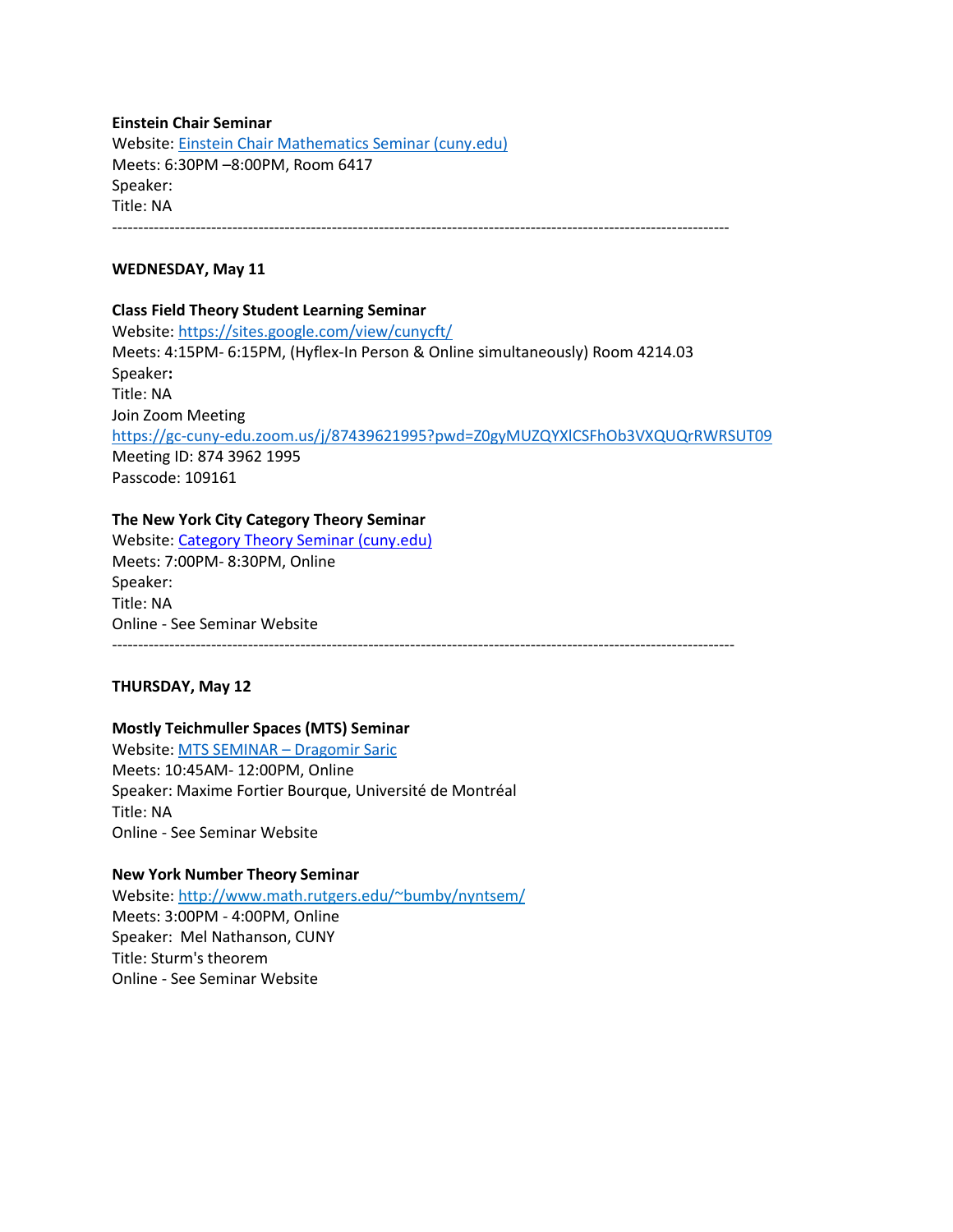**Einstein Chair Seminar**
Website: [Einstein Chair Mathematics Seminar (cuny.edu)]
Meets: 6:30PM –8:00PM, Room 6417
Speaker:
Title: NA

---

**WEDNESDAY, May 11**

**Class Field Theory Student Learning Seminar**
Website: https://sites.google.com/view/cunycft/
Meets: 4:15PM- 6:15PM, (Hyflex-In Person & Online simultaneously) Room 4214.03
Speaker**:**
Title: NA
Join Zoom Meeting
https://gc-cuny-edu.zoom.us/j/87439621995?pwd=Z0gyMUZQYXlCSFhOb3VXQUQrRWRSUT09
Meeting ID: 874 3962 1995
Passcode: 109161

**The New York City Category Theory Seminar**
Website: [Category Theory Seminar (cuny.edu)]
Meets: 7:00PM- 8:30PM, Online
Speaker:
Title: NA
Online - See Seminar Website

---

**THURSDAY, May 12**

**Mostly Teichmuller Spaces (MTS) Seminar**
Website: [MTS SEMINAR – Dragomir Saric]
Meets: 10:45AM- 12:00PM, Online
Speaker: Maxime Fortier Bourque, Université de Montréal
Title: NA
Online - See Seminar Website

**New York Number Theory Seminar**
Website: http://www.math.rutgers.edu/~bumby/nyntsem/
Meets: 3:00PM - 4:00PM, Online
Speaker: Mel Nathanson, CUNY
Title: Sturm's theorem
Online - See Seminar Website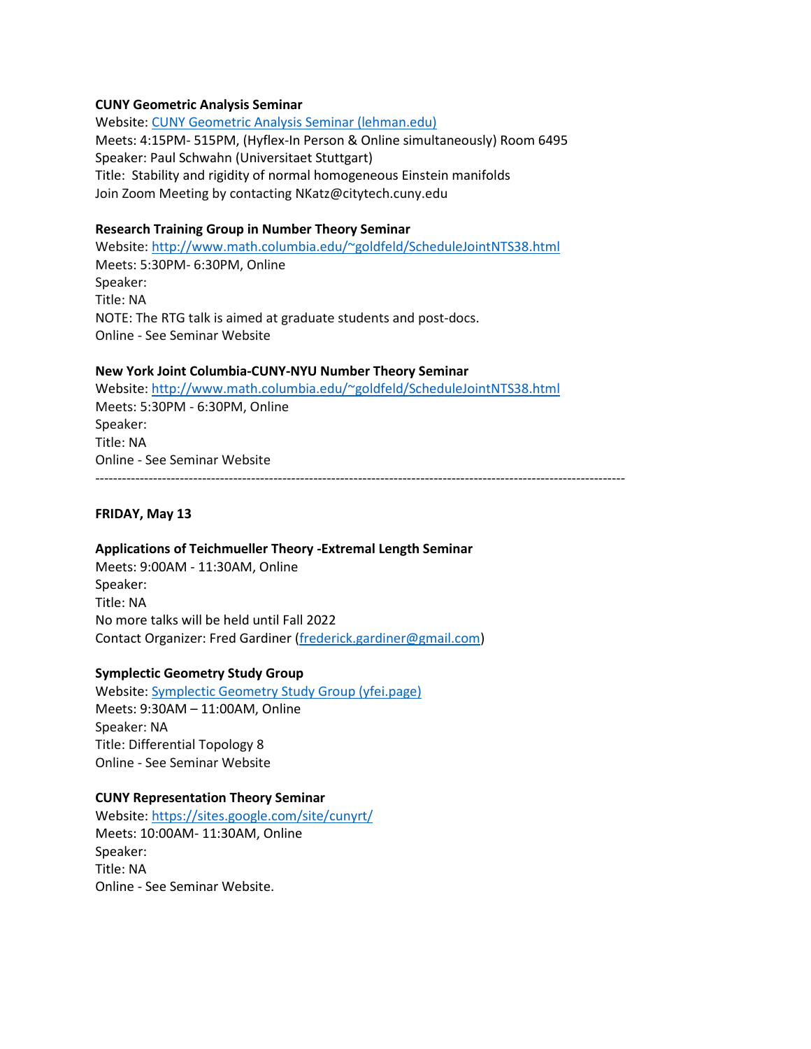**CUNY Geometric Analysis Seminar**
Website: [CUNY Geometric Analysis Seminar (lehman.edu)]()
Meets: 4:15PM- 515PM, (Hyflex-In Person & Online simultaneously) Room 6495
Speaker: Paul Schwahn (Universitaet Stuttgart)
Title: Stability and rigidity of normal homogeneous Einstein manifolds
Join Zoom Meeting by contacting NKatz@citytech.cuny.edu

**Research Training Group in Number Theory Seminar**
Website: http://www.math.columbia.edu/~goldfeld/ScheduleJointNTS38.html
Meets: 5:30PM- 6:30PM, Online
Speaker:
Title: NA
NOTE: The RTG talk is aimed at graduate students and post-docs.
Online - See Seminar Website

**New York Joint Columbia-CUNY-NYU Number Theory Seminar**
Website: http://www.math.columbia.edu/~goldfeld/ScheduleJointNTS38.html
Meets: 5:30PM - 6:30PM, Online
Speaker:
Title: NA
Online - See Seminar Website

---

**FRIDAY, May 13**

**Applications of Teichmueller Theory -Extremal Length Seminar**
Meets: 9:00AM - 11:30AM, Online
Speaker:
Title: NA
No more talks will be held until Fall 2022
Contact Organizer: Fred Gardiner (frederick.gardiner@gmail.com)

**Symplectic Geometry Study Group**
Website: [Symplectic Geometry Study Group (yfei.page)]()
Meets: 9:30AM – 11:00AM, Online
Speaker: NA
Title: Differential Topology 8
Online - See Seminar Website

**CUNY Representation Theory Seminar**
Website: https://sites.google.com/site/cunyrt/
Meets: 10:00AM- 11:30AM, Online
Speaker:
Title: NA
Online - See Seminar Website.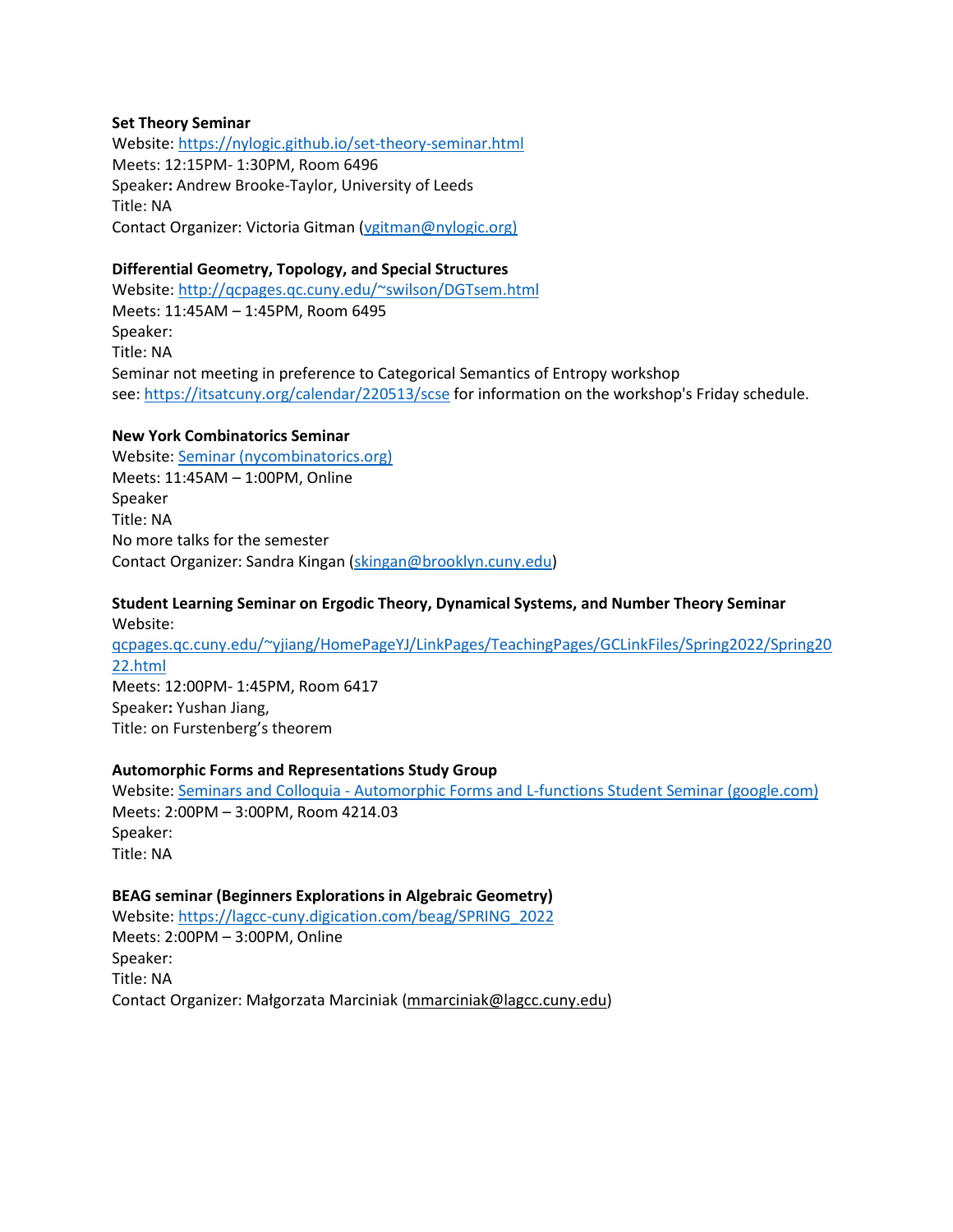**Set Theory Seminar**
Website: https://nylogic.github.io/set-theory-seminar.html
Meets: 12:15PM- 1:30PM, Room 6496
Speaker**:** Andrew Brooke-Taylor, University of Leeds
Title: NA
Contact Organizer: Victoria Gitman (vgitman@nylogic.org)

**Differential Geometry, Topology, and Special Structures**
Website: http://qcpages.qc.cuny.edu/~swilson/DGTsem.html
Meets: 11:45AM – 1:45PM, Room 6495
Speaker:
Title: NA
Seminar not meeting in preference to Categorical Semantics of Entropy workshop
see: https://itsatcuny.org/calendar/220513/scse for information on the workshop's Friday schedule.

**New York Combinatorics Seminar**
Website: Seminar (nycombinatorics.org)
Meets: 11:45AM – 1:00PM, Online
Speaker
Title: NA
No more talks for the semester
Contact Organizer: Sandra Kingan (skingan@brooklyn.cuny.edu)

**Student Learning Seminar on Ergodic Theory, Dynamical Systems, and Number Theory Seminar**
Website:
qcpages.qc.cuny.edu/~yjiang/HomePageYJ/LinkPages/TeachingPages/GCLinkFiles/Spring2022/Spring2022.html
Meets: 12:00PM- 1:45PM, Room 6417
Speaker**:** Yushan Jiang,
Title: on Furstenberg's theorem

**Automorphic Forms and Representations Study Group**
Website: Seminars and Colloquia - Automorphic Forms and L-functions Student Seminar (google.com)
Meets: 2:00PM – 3:00PM, Room 4214.03
Speaker:
Title: NA

**BEAG seminar (Beginners Explorations in Algebraic Geometry)**
Website: https://lagcc-cuny.digication.com/beag/SPRING_2022
Meets: 2:00PM – 3:00PM, Online
Speaker:
Title: NA
Contact Organizer: Małgorzata Marciniak (mmarciniak@lagcc.cuny.edu)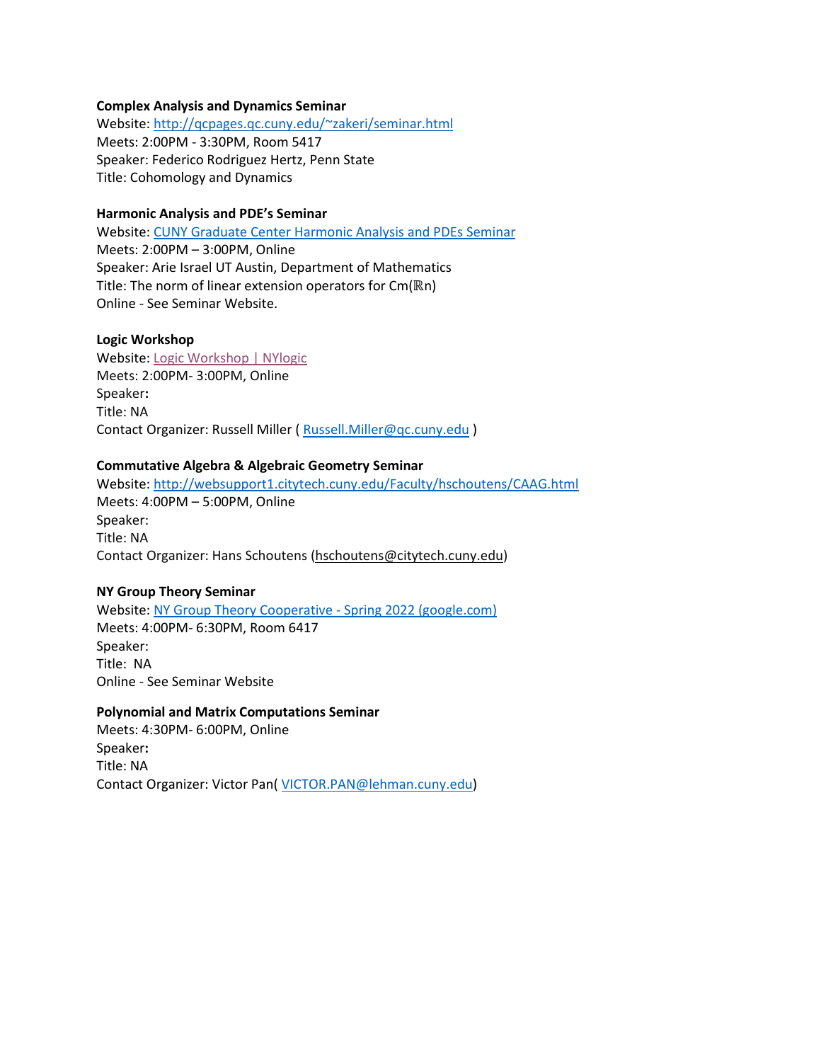**Complex Analysis and Dynamics Seminar**
Website: [http://qcpages.qc.cuny.edu/~zakeri/seminar.html](http://qcpages.qc.cuny.edu/~zakeri/seminar.html)
Meets: 2:00PM - 3:30PM, Room 5417
Speaker: Federico Rodriguez Hertz, Penn State
Title: Cohomology and Dynamics

**Harmonic Analysis and PDE's Seminar**
Website: CUNY Graduate Center Harmonic Analysis and PDEs Seminar
Meets: 2:00PM – 3:00PM, Online
Speaker: Arie Israel UT Austin, Department of Mathematics
Title: The norm of linear extension operators for $C^m(\mathbb{R}^n)$
Online - See Seminar Website.

**Logic Workshop**
Website: Logic Workshop | NYlogic
Meets: 2:00PM- 3:00PM, Online
Speaker**:**
Title: NA
Contact Organizer: Russell Miller ( Russell.Miller@qc.cuny.edu )

**Commutative Algebra & Algebraic Geometry Seminar**
Website: [http://websupport1.citytech.cuny.edu/Faculty/hschoutens/CAAG.html](http://websupport1.citytech.cuny.edu/Faculty/hschoutens/CAAG.html)
Meets: 4:00PM – 5:00PM, Online
Speaker:
Title: NA
Contact Organizer: Hans Schoutens (hschoutens@citytech.cuny.edu)

**NY Group Theory Seminar**
Website: NY Group Theory Cooperative - Spring 2022 (google.com)
Meets: 4:00PM- 6:30PM, Room 6417
Speaker:
Title: NA
Online - See Seminar Website

**Polynomial and Matrix Computations Seminar**
Meets: 4:30PM- 6:00PM, Online
Speaker**:**
Title: NA
Contact Organizer: Victor Pan( VICTOR.PAN@lehman.cuny.edu)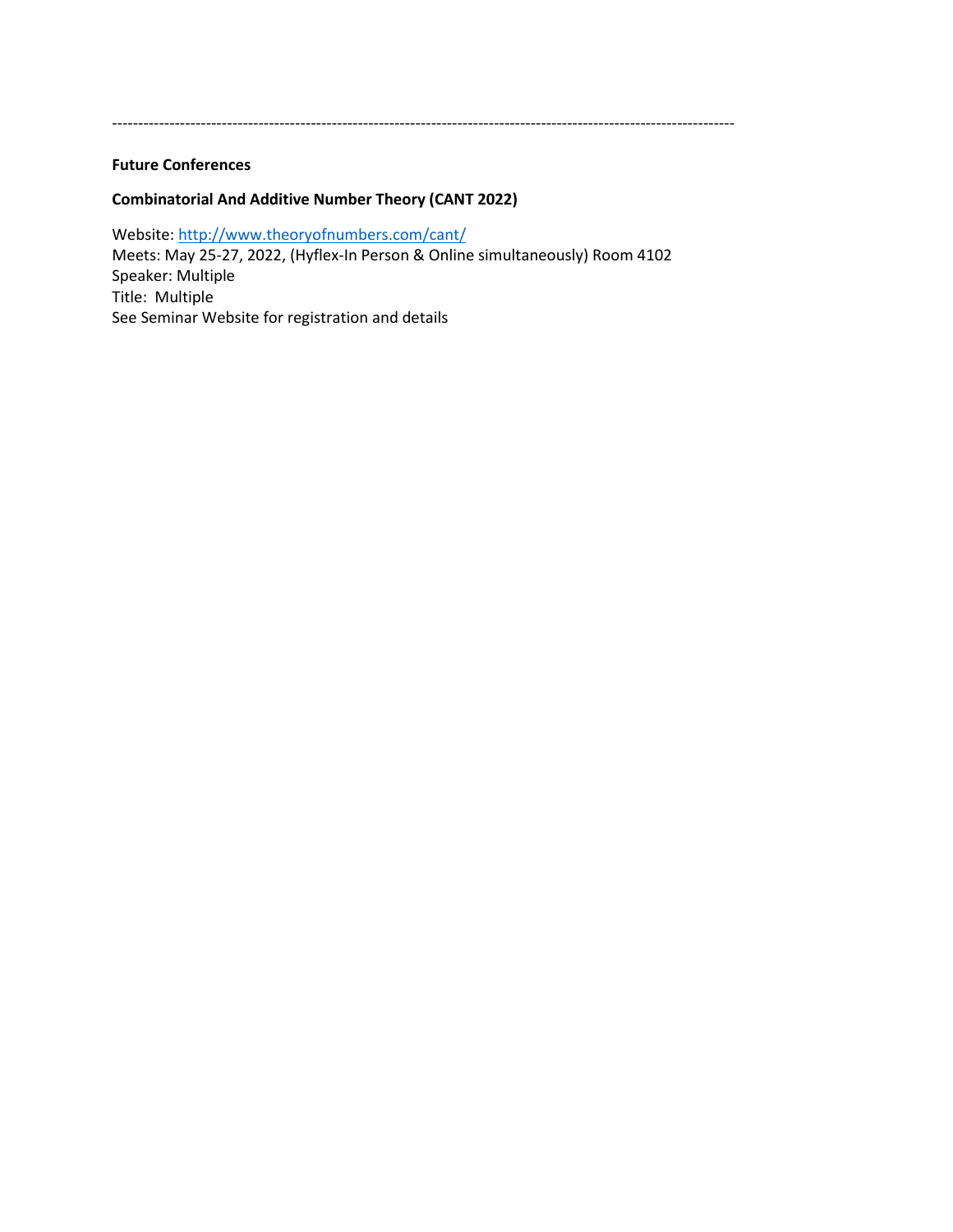---

**Future Conferences**

**Combinatorial And Additive Number Theory (CANT 2022)**

Website: [http://www.theoryofnumbers.com/cant/](http://www.theoryofnumbers.com/cant/)
Meets: May 25-27, 2022, (Hyflex-In Person & Online simultaneously) Room 4102
Speaker: Multiple
Title: Multiple
See Seminar Website for registration and details